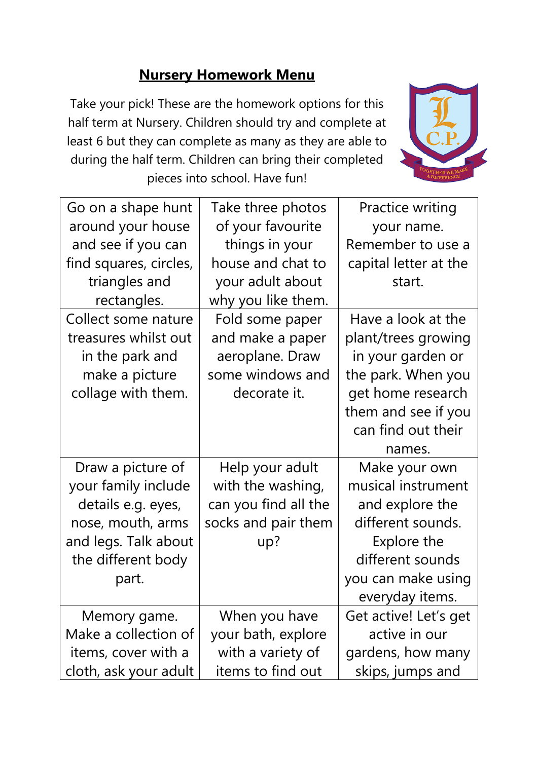# Nursery Homework Menu

Take your pick! These are the homework options for this half term at Nursery. Children should try and complete at least 6 but they can complete as many as they are able to during the half term. Children can bring their completed pieces into school. Have fun!

| | | |
|---|---|---|
| Go on a shape hunt around your house and see if you can find squares, circles, triangles and rectangles. | Take three photos of your favourite things in your house and chat to your adult about why you like them. | Practice writing your name. Remember to use a capital letter at the start. |
| Collect some nature treasures whilst out in the park and make a picture collage with them. | Fold some paper and make a paper aeroplane. Draw some windows and decorate it. | Have a look at the plant/trees growing in your garden or the park. When you get home research them and see if you can find out their names. |
| Draw a picture of your family include details e.g. eyes, nose, mouth, arms and legs. Talk about the different body part. | Help your adult with the washing, can you find all the socks and pair them up? | Make your own musical instrument and explore the different sounds. Explore the different sounds you can make using everyday items. |
| Memory game. Make a collection of items, cover with a cloth, ask your adult | When you have your bath, explore with a variety of items to find out | Get active! Let's get active in our gardens, how many skips, jumps and |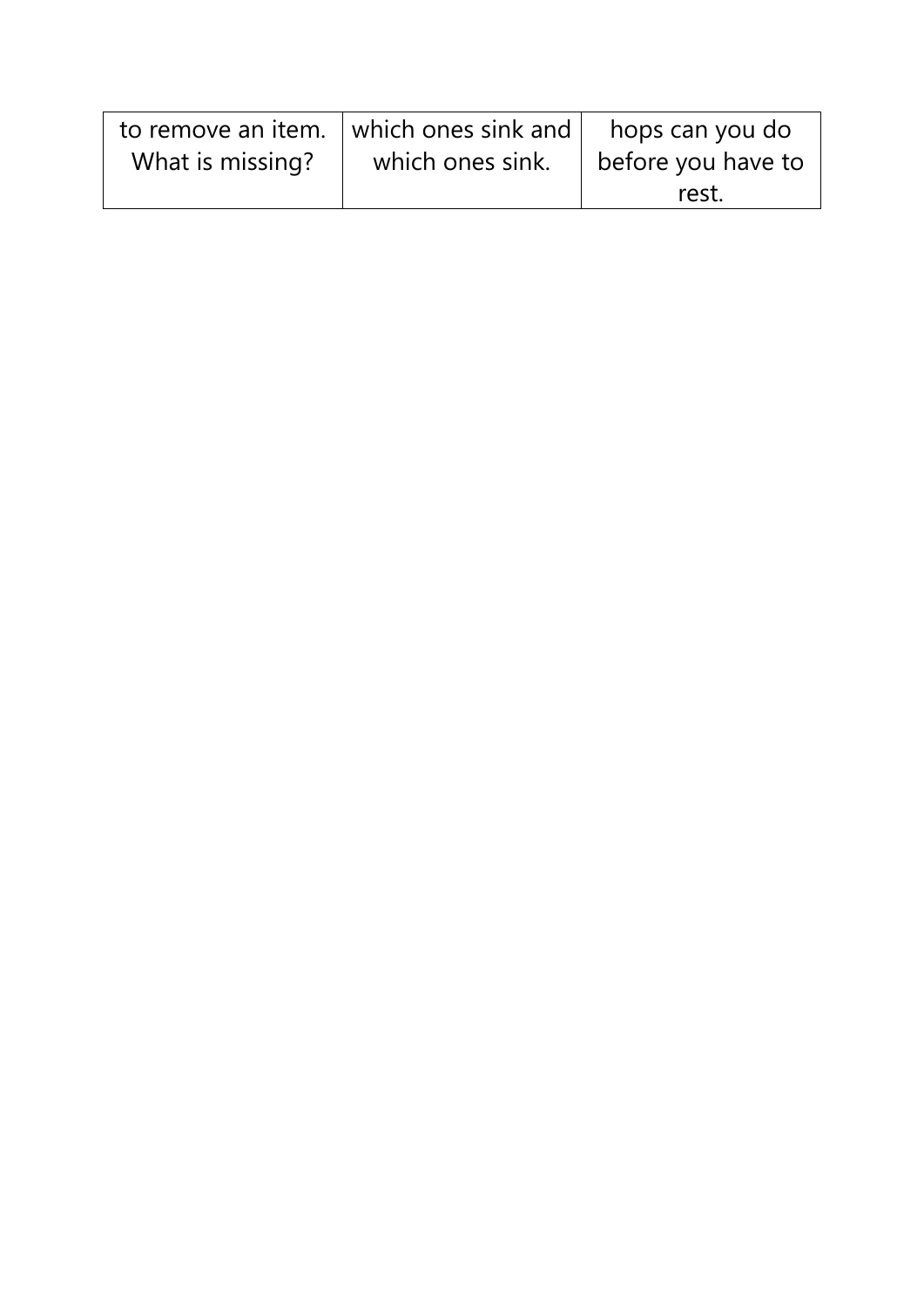| | | |
|---|---|---|
| to remove an item. What is missing? | which ones sink and which ones sink. | hops can you do before you have to rest. |